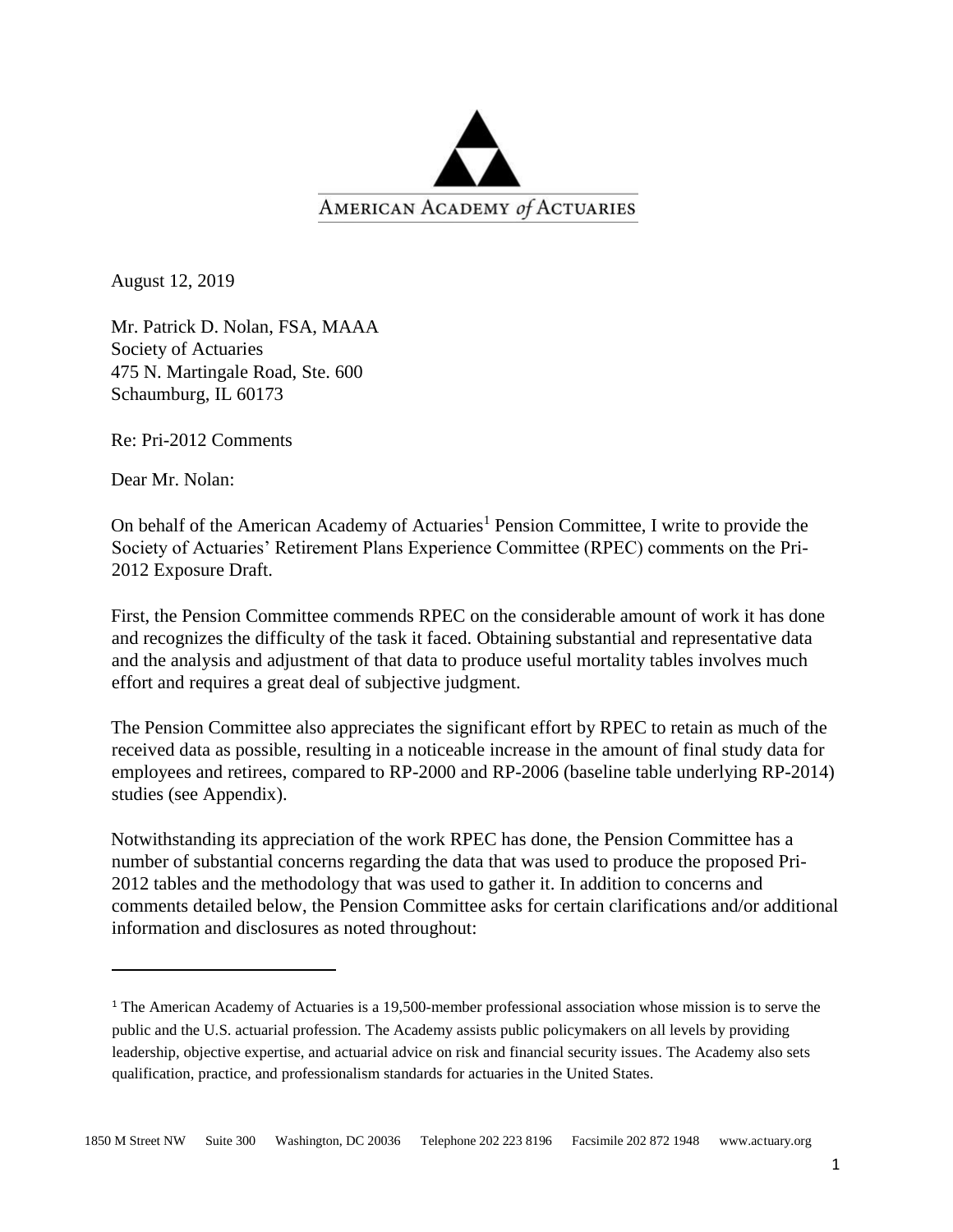AMERICAN ACADEMY of ACTUARIES

August 12, 2019

Mr. Patrick D. Nolan, FSA, MAAA
Society of Actuaries
475 N. Martingale Road, Ste. 600
Schaumburg, IL 60173

Re: Pri-2012 Comments

Dear Mr. Nolan:

On behalf of the American Academy of Actuaries[1] Pension Committee, I write to provide the Society of Actuaries' Retirement Plans Experience Committee (RPEC) comments on the Pri-2012 Exposure Draft.

First, the Pension Committee commends RPEC on the considerable amount of work it has done and recognizes the difficulty of the task it faced. Obtaining substantial and representative data and the analysis and adjustment of that data to produce useful mortality tables involves much effort and requires a great deal of subjective judgment.

The Pension Committee also appreciates the significant effort by RPEC to retain as much of the received data as possible, resulting in a noticeable increase in the amount of final study data for employees and retirees, compared to RP-2000 and RP-2006 (baseline table underlying RP-2014) studies (see Appendix).

Notwithstanding its appreciation of the work RPEC has done, the Pension Committee has a number of substantial concerns regarding the data that was used to produce the proposed Pri-2012 tables and the methodology that was used to gather it. In addition to concerns and comments detailed below, the Pension Committee asks for certain clarifications and/or additional information and disclosures as noted throughout:

---

[1] The American Academy of Actuaries is a 19,500-member professional association whose mission is to serve the public and the U.S. actuarial profession. The Academy assists public policymakers on all levels by providing leadership, objective expertise, and actuarial advice on risk and financial security issues. The Academy also sets qualification, practice, and professionalism standards for actuaries in the United States.

1850 M Street NW Suite 300 Washington, DC 20036 Telephone 202 223 8196 Facsimile 202 872 1948 www.actuary.org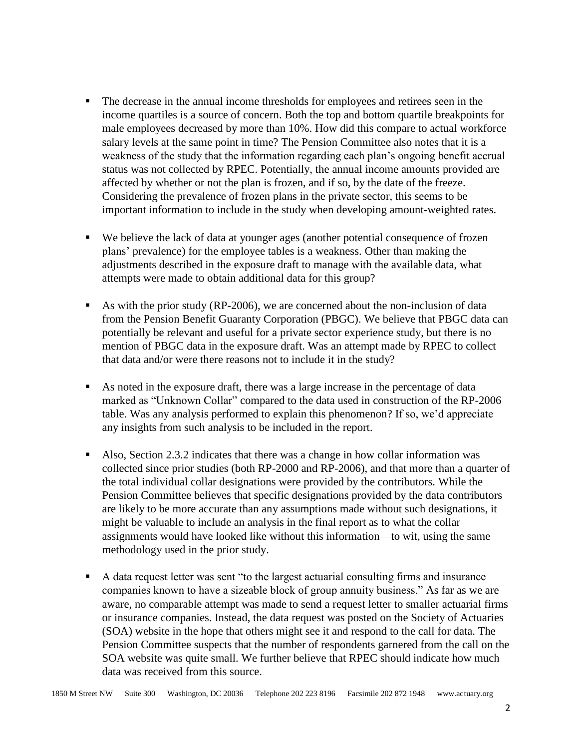- The decrease in the annual income thresholds for employees and retirees seen in the income quartiles is a source of concern. Both the top and bottom quartile breakpoints for male employees decreased by more than 10%. How did this compare to actual workforce salary levels at the same point in time? The Pension Committee also notes that it is a weakness of the study that the information regarding each plan's ongoing benefit accrual status was not collected by RPEC. Potentially, the annual income amounts provided are affected by whether or not the plan is frozen, and if so, by the date of the freeze. Considering the prevalence of frozen plans in the private sector, this seems to be important information to include in the study when developing amount-weighted rates.

- We believe the lack of data at younger ages (another potential consequence of frozen plans' prevalence) for the employee tables is a weakness. Other than making the adjustments described in the exposure draft to manage with the available data, what attempts were made to obtain additional data for this group?

- As with the prior study (RP-2006), we are concerned about the non-inclusion of data from the Pension Benefit Guaranty Corporation (PBGC). We believe that PBGC data can potentially be relevant and useful for a private sector experience study, but there is no mention of PBGC data in the exposure draft. Was an attempt made by RPEC to collect that data and/or were there reasons not to include it in the study?

- As noted in the exposure draft, there was a large increase in the percentage of data marked as "Unknown Collar" compared to the data used in construction of the RP-2006 table. Was any analysis performed to explain this phenomenon? If so, we'd appreciate any insights from such analysis to be included in the report.

- Also, Section 2.3.2 indicates that there was a change in how collar information was collected since prior studies (both RP-2000 and RP-2006), and that more than a quarter of the total individual collar designations were provided by the contributors. While the Pension Committee believes that specific designations provided by the data contributors are likely to be more accurate than any assumptions made without such designations, it might be valuable to include an analysis in the final report as to what the collar assignments would have looked like without this information—to wit, using the same methodology used in the prior study.

- A data request letter was sent "to the largest actuarial consulting firms and insurance companies known to have a sizeable block of group annuity business." As far as we are aware, no comparable attempt was made to send a request letter to smaller actuarial firms or insurance companies. Instead, the data request was posted on the Society of Actuaries (SOA) website in the hope that others might see it and respond to the call for data. The Pension Committee suspects that the number of respondents garnered from the call on the SOA website was quite small. We further believe that RPEC should indicate how much data was received from this source.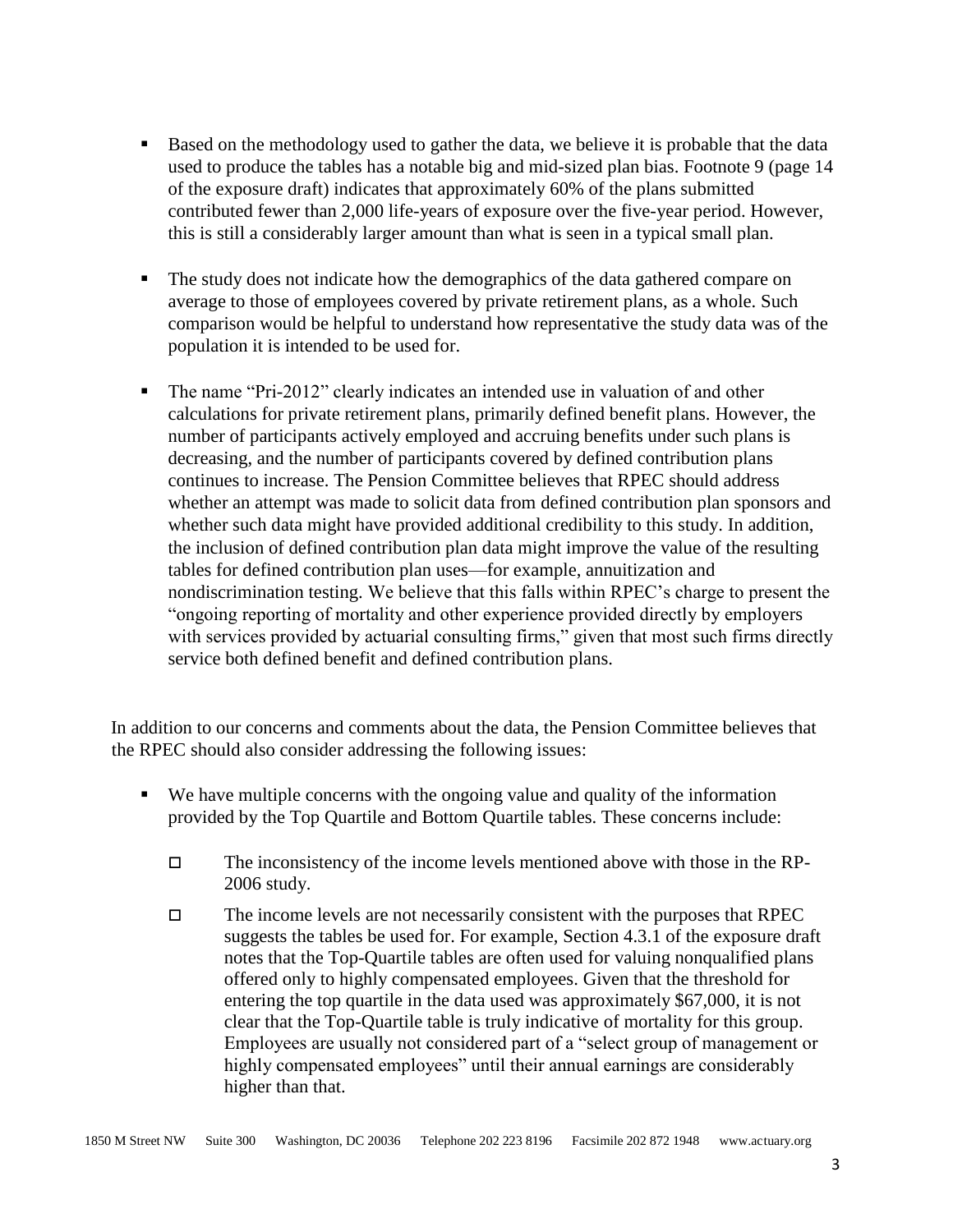- Based on the methodology used to gather the data, we believe it is probable that the data used to produce the tables has a notable big and mid-sized plan bias. Footnote 9 (page 14 of the exposure draft) indicates that approximately 60% of the plans submitted contributed fewer than 2,000 life-years of exposure over the five-year period. However, this is still a considerably larger amount than what is seen in a typical small plan.

- The study does not indicate how the demographics of the data gathered compare on average to those of employees covered by private retirement plans, as a whole. Such comparison would be helpful to understand how representative the study data was of the population it is intended to be used for.

- The name "Pri-2012" clearly indicates an intended use in valuation of and other calculations for private retirement plans, primarily defined benefit plans. However, the number of participants actively employed and accruing benefits under such plans is decreasing, and the number of participants covered by defined contribution plans continues to increase. The Pension Committee believes that RPEC should address whether an attempt was made to solicit data from defined contribution plan sponsors and whether such data might have provided additional credibility to this study. In addition, the inclusion of defined contribution plan data might improve the value of the resulting tables for defined contribution plan uses—for example, annuitization and nondiscrimination testing. We believe that this falls within RPEC's charge to present the "ongoing reporting of mortality and other experience provided directly by employers with services provided by actuarial consulting firms," given that most such firms directly service both defined benefit and defined contribution plans.

In addition to our concerns and comments about the data, the Pension Committee believes that the RPEC should also consider addressing the following issues:

- We have multiple concerns with the ongoing value and quality of the information provided by the Top Quartile and Bottom Quartile tables. These concerns include:
  - The inconsistency of the income levels mentioned above with those in the RP-2006 study.
  - The income levels are not necessarily consistent with the purposes that RPEC suggests the tables be used for. For example, Section 4.3.1 of the exposure draft notes that the Top-Quartile tables are often used for valuing nonqualified plans offered only to highly compensated employees. Given that the threshold for entering the top quartile in the data used was approximately $67,000, it is not clear that the Top-Quartile table is truly indicative of mortality for this group. Employees are usually not considered part of a "select group of management or highly compensated employees" until their annual earnings are considerably higher than that.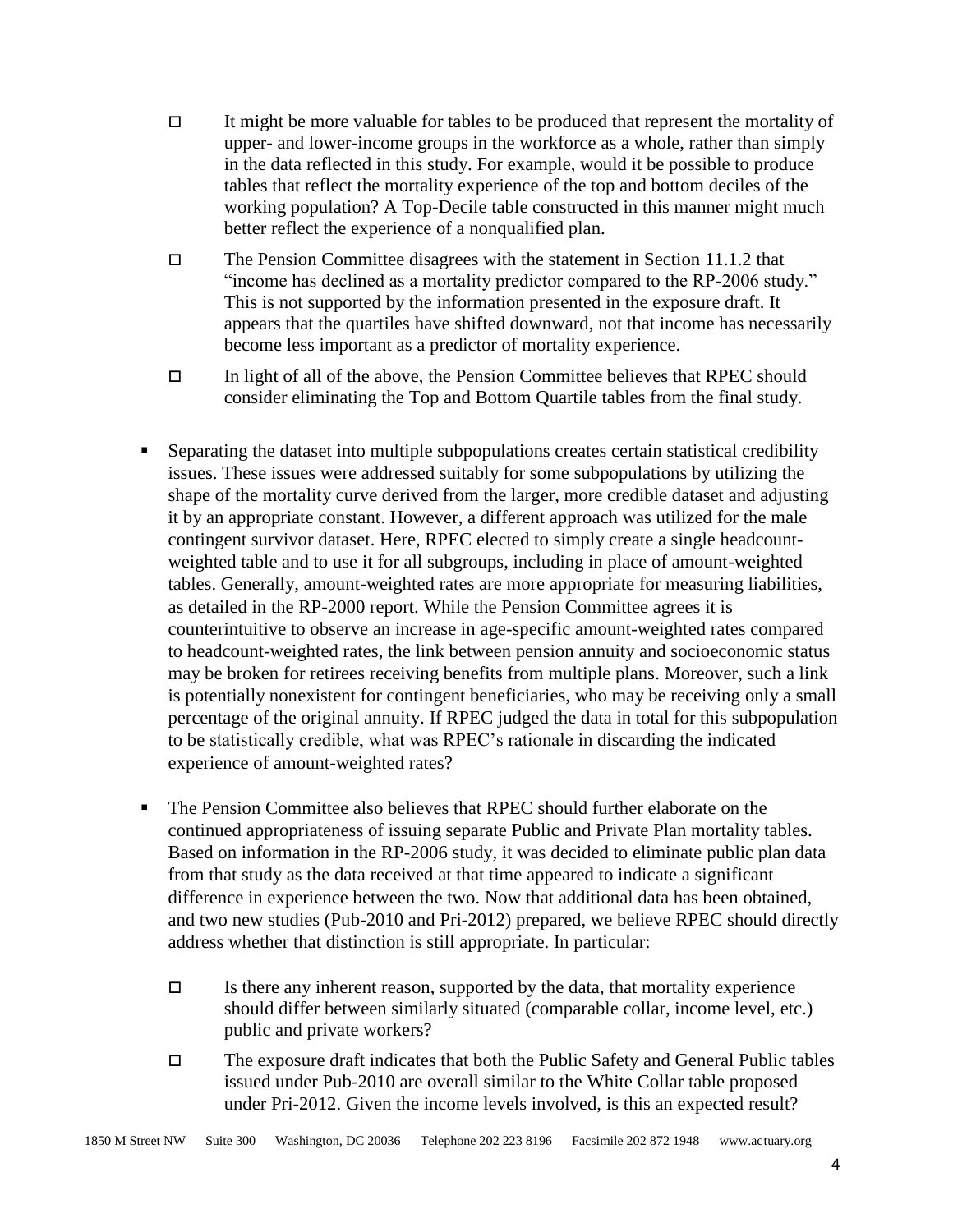- It might be more valuable for tables to be produced that represent the mortality of upper- and lower-income groups in the workforce as a whole, rather than simply in the data reflected in this study. For example, would it be possible to produce tables that reflect the mortality experience of the top and bottom deciles of the working population? A Top-Decile table constructed in this manner might much better reflect the experience of a nonqualified plan.
   - The Pension Committee disagrees with the statement in Section 11.1.2 that "income has declined as a mortality predictor compared to the RP-2006 study." This is not supported by the information presented in the exposure draft. It appears that the quartiles have shifted downward, not that income has necessarily become less important as a predictor of mortality experience.
   - In light of all of the above, the Pension Committee believes that RPEC should consider eliminating the Top and Bottom Quartile tables from the final study.

- Separating the dataset into multiple subpopulations creates certain statistical credibility issues. These issues were addressed suitably for some subpopulations by utilizing the shape of the mortality curve derived from the larger, more credible dataset and adjusting it by an appropriate constant. However, a different approach was utilized for the male contingent survivor dataset. Here, RPEC elected to simply create a single headcount-weighted table and to use it for all subgroups, including in place of amount-weighted tables. Generally, amount-weighted rates are more appropriate for measuring liabilities, as detailed in the RP-2000 report. While the Pension Committee agrees it is counterintuitive to observe an increase in age-specific amount-weighted rates compared to headcount-weighted rates, the link between pension annuity and socioeconomic status may be broken for retirees receiving benefits from multiple plans. Moreover, such a link is potentially nonexistent for contingent beneficiaries, who may be receiving only a small percentage of the original annuity. If RPEC judged the data in total for this subpopulation to be statistically credible, what was RPEC's rationale in discarding the indicated experience of amount-weighted rates?

- The Pension Committee also believes that RPEC should further elaborate on the continued appropriateness of issuing separate Public and Private Plan mortality tables. Based on information in the RP-2006 study, it was decided to eliminate public plan data from that study as the data received at that time appeared to indicate a significant difference in experience between the two. Now that additional data has been obtained, and two new studies (Pub-2010 and Pri-2012) prepared, we believe RPEC should directly address whether that distinction is still appropriate. In particular:
   - Is there any inherent reason, supported by the data, that mortality experience should differ between similarly situated (comparable collar, income level, etc.) public and private workers?
   - The exposure draft indicates that both the Public Safety and General Public tables issued under Pub-2010 are overall similar to the White Collar table proposed under Pri-2012. Given the income levels involved, is this an expected result?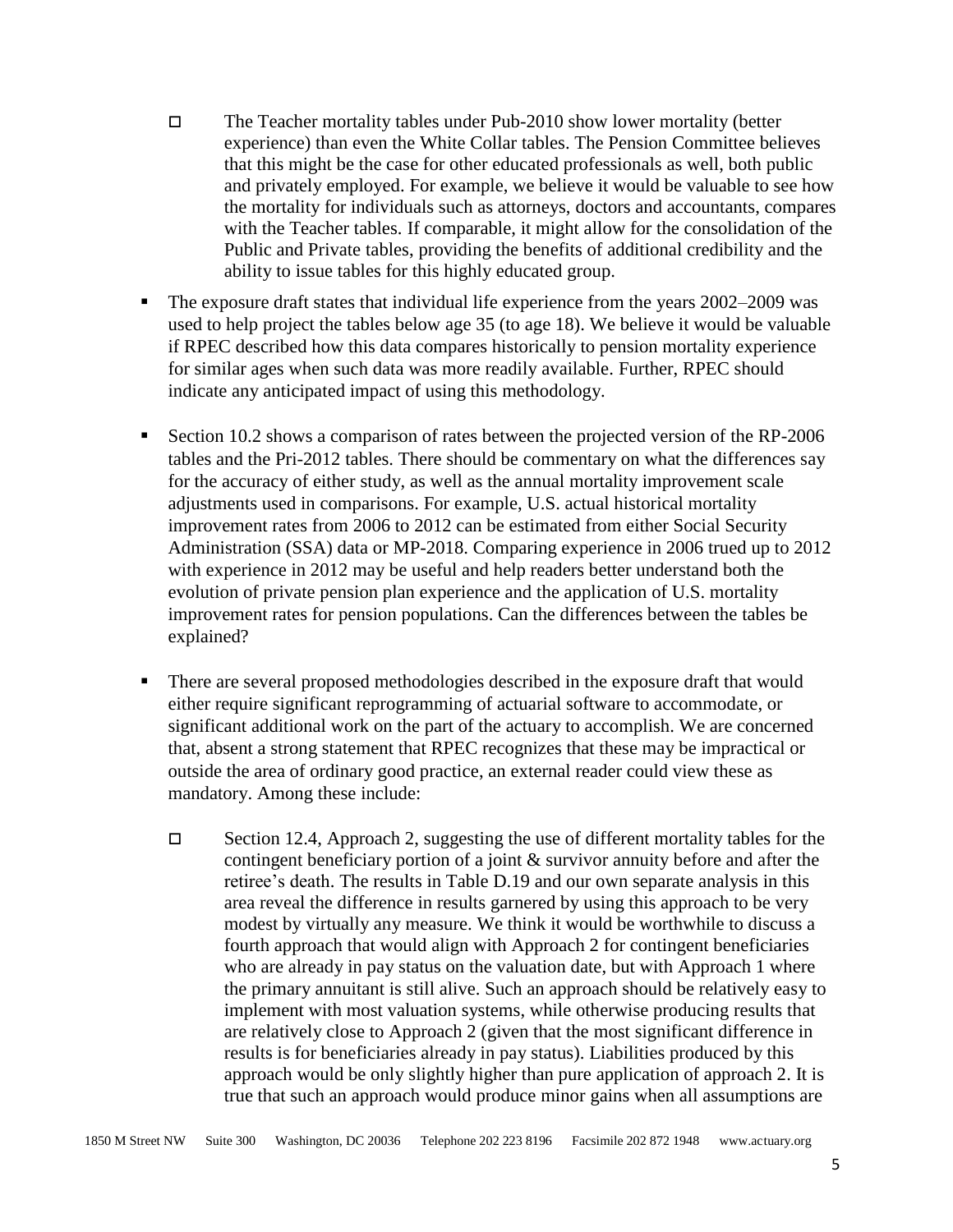- The Teacher mortality tables under Pub-2010 show lower mortality (better experience) than even the White Collar tables. The Pension Committee believes that this might be the case for other educated professionals as well, both public and privately employed. For example, we believe it would be valuable to see how the mortality for individuals such as attorneys, doctors and accountants, compares with the Teacher tables. If comparable, it might allow for the consolidation of the Public and Private tables, providing the benefits of additional credibility and the ability to issue tables for this highly educated group.

- The exposure draft states that individual life experience from the years 2002–2009 was used to help project the tables below age 35 (to age 18). We believe it would be valuable if RPEC described how this data compares historically to pension mortality experience for similar ages when such data was more readily available. Further, RPEC should indicate any anticipated impact of using this methodology.

- Section 10.2 shows a comparison of rates between the projected version of the RP-2006 tables and the Pri-2012 tables. There should be commentary on what the differences say for the accuracy of either study, as well as the annual mortality improvement scale adjustments used in comparisons. For example, U.S. actual historical mortality improvement rates from 2006 to 2012 can be estimated from either Social Security Administration (SSA) data or MP-2018. Comparing experience in 2006 trued up to 2012 with experience in 2012 may be useful and help readers better understand both the evolution of private pension plan experience and the application of U.S. mortality improvement rates for pension populations. Can the differences between the tables be explained?

- There are several proposed methodologies described in the exposure draft that would either require significant reprogramming of actuarial software to accommodate, or significant additional work on the part of the actuary to accomplish. We are concerned that, absent a strong statement that RPEC recognizes that these may be impractical or outside the area of ordinary good practice, an external reader could view these as mandatory. Among these include:

  - Section 12.4, Approach 2, suggesting the use of different mortality tables for the contingent beneficiary portion of a joint & survivor annuity before and after the retiree's death. The results in Table D.19 and our own separate analysis in this area reveal the difference in results garnered by using this approach to be very modest by virtually any measure. We think it would be worthwhile to discuss a fourth approach that would align with Approach 2 for contingent beneficiaries who are already in pay status on the valuation date, but with Approach 1 where the primary annuitant is still alive. Such an approach should be relatively easy to implement with most valuation systems, while otherwise producing results that are relatively close to Approach 2 (given that the most significant difference in results is for beneficiaries already in pay status). Liabilities produced by this approach would be only slightly higher than pure application of approach 2. It is true that such an approach would produce minor gains when all assumptions are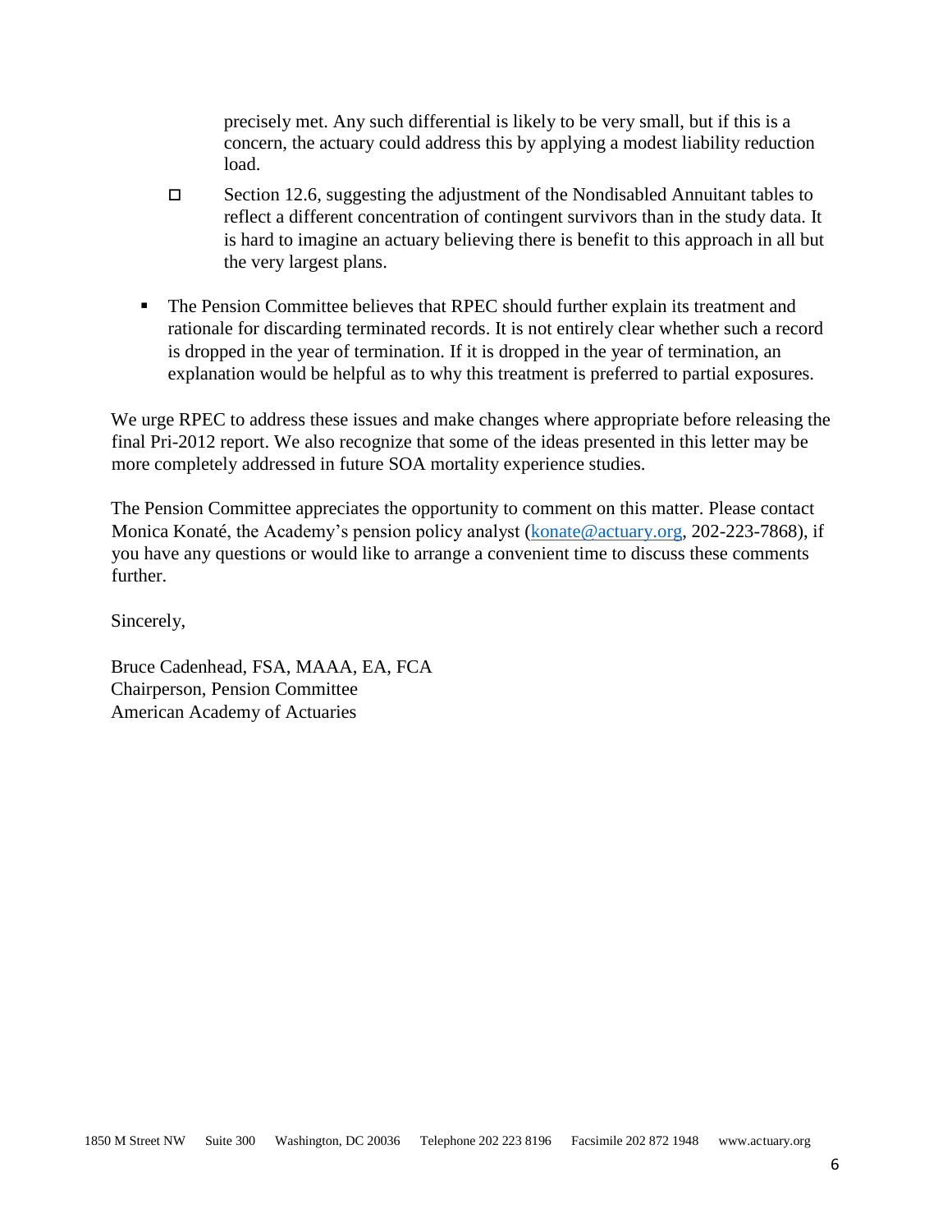precisely met. Any such differential is likely to be very small, but if this is a concern, the actuary could address this by applying a modest liability reduction load.

    - Section 12.6, suggesting the adjustment of the Nondisabled Annuitant tables to reflect a different concentration of contingent survivors than in the study data. It is hard to imagine an actuary believing there is benefit to this approach in all but the very largest plans.

- The Pension Committee believes that RPEC should further explain its treatment and rationale for discarding terminated records. It is not entirely clear whether such a record is dropped in the year of termination. If it is dropped in the year of termination, an explanation would be helpful as to why this treatment is preferred to partial exposures.

We urge RPEC to address these issues and make changes where appropriate before releasing the final Pri-2012 report. We also recognize that some of the ideas presented in this letter may be more completely addressed in future SOA mortality experience studies.

The Pension Committee appreciates the opportunity to comment on this matter. Please contact Monica Konaté, the Academy's pension policy analyst (konate@actuary.org, 202-223-7868), if you have any questions or would like to arrange a convenient time to discuss these comments further.

Sincerely,

Bruce Cadenhead, FSA, MAAA, EA, FCA
Chairperson, Pension Committee
American Academy of Actuaries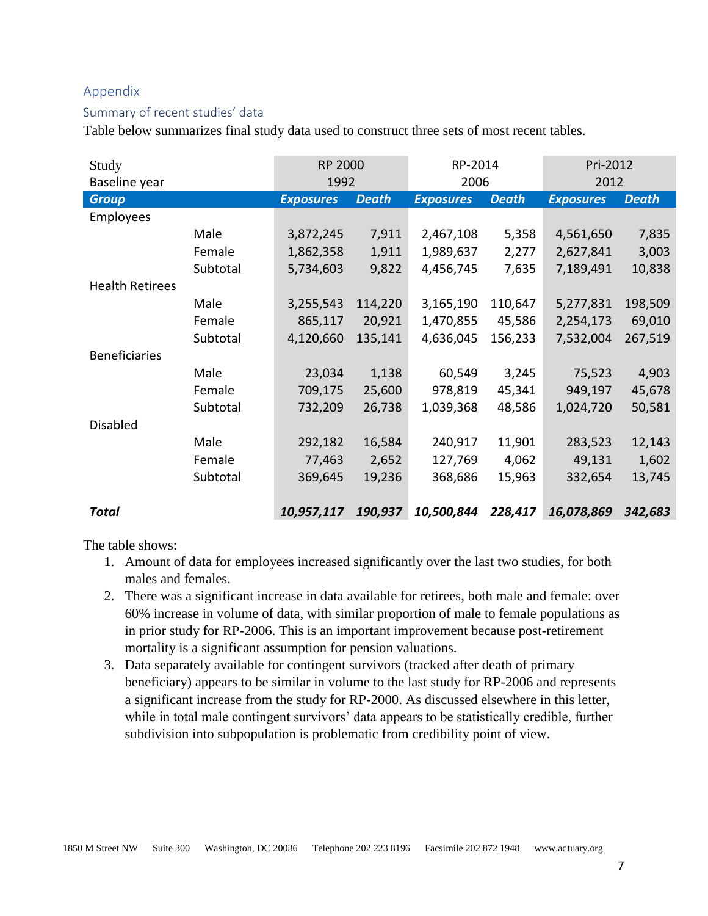## Appendix

### Summary of recent studies' data

Table below summarizes final study data used to construct three sets of most recent tables.

| Study | | RP 2000 | | RP-2014 | | Pri-2012 | |
|---|---|---|---|---|---|---|---|
| Baseline year | | 1992 | | 2006 | | 2012 | |
| ***Group*** | | ***Exposures*** | ***Death*** | ***Exposures*** | ***Death*** | ***Exposures*** | ***Death*** |
| Employees | | | | | | | |
| | Male | 3,872,245 | 7,911 | 2,467,108 | 5,358 | 4,561,650 | 7,835 |
| | Female | 1,862,358 | 1,911 | 1,989,637 | 2,277 | 2,627,841 | 3,003 |
| | Subtotal | 5,734,603 | 9,822 | 4,456,745 | 7,635 | 7,189,491 | 10,838 |
| Health Retirees | | | | | | | |
| | Male | 3,255,543 | 114,220 | 3,165,190 | 110,647 | 5,277,831 | 198,509 |
| | Female | 865,117 | 20,921 | 1,470,855 | 45,586 | 2,254,173 | 69,010 |
| | Subtotal | 4,120,660 | 135,141 | 4,636,045 | 156,233 | 7,532,004 | 267,519 |
| Beneficiaries | | | | | | | |
| | Male | 23,034 | 1,138 | 60,549 | 3,245 | 75,523 | 4,903 |
| | Female | 709,175 | 25,600 | 978,819 | 45,341 | 949,197 | 45,678 |
| | Subtotal | 732,209 | 26,738 | 1,039,368 | 48,586 | 1,024,720 | 50,581 |
| Disabled | | | | | | | |
| | Male | 292,182 | 16,584 | 240,917 | 11,901 | 283,523 | 12,143 |
| | Female | 77,463 | 2,652 | 127,769 | 4,062 | 49,131 | 1,602 |
| | Subtotal | 369,645 | 19,236 | 368,686 | 15,963 | 332,654 | 13,745 |
| ***Total*** | | ***10,957,117*** | ***190,937*** | ***10,500,844*** | ***228,417*** | ***16,078,869*** | ***342,683*** |

The table shows:

1. Amount of data for employees increased significantly over the last two studies, for both males and females.
2. There was a significant increase in data available for retirees, both male and female: over 60% increase in volume of data, with similar proportion of male to female populations as in prior study for RP-2006. This is an important improvement because post-retirement mortality is a significant assumption for pension valuations.
3. Data separately available for contingent survivors (tracked after death of primary beneficiary) appears to be similar in volume to the last study for RP-2006 and represents a significant increase from the study for RP-2000. As discussed elsewhere in this letter, while in total male contingent survivors' data appears to be statistically credible, further subdivision into subpopulation is problematic from credibility point of view.